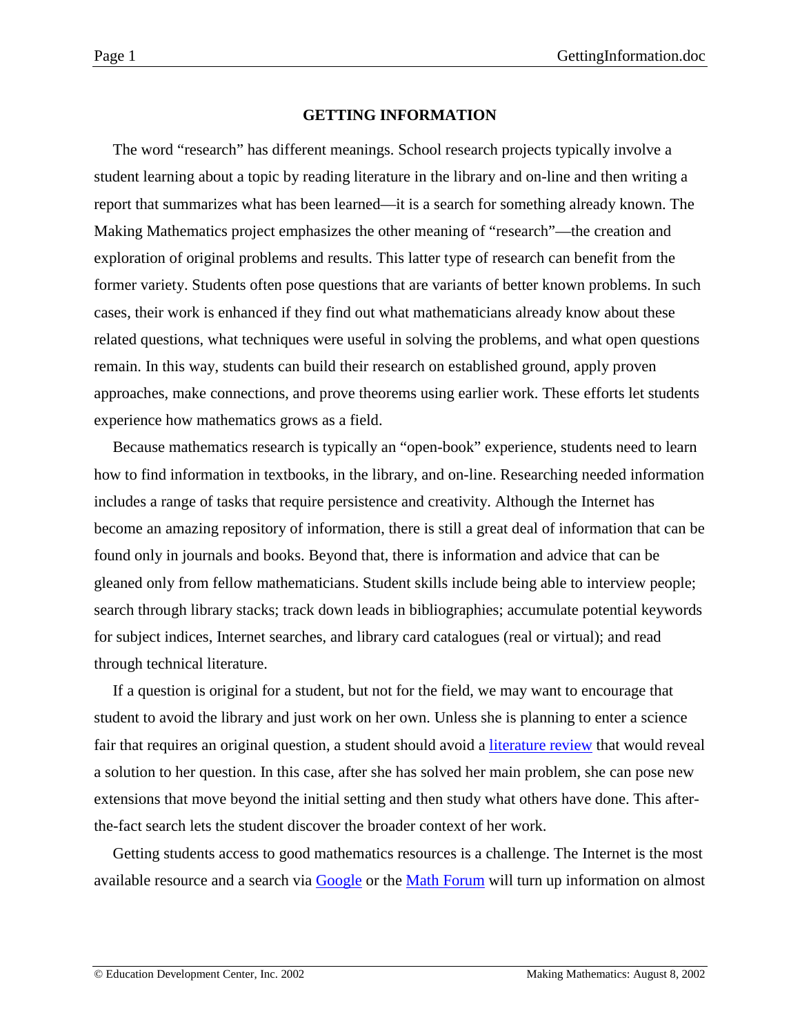# GETTING INFORMATION

The word "research" has different meanings. School research projects typically involve a student learning about a topic by reading literature in the library and on-line and then writing a report that summarizes what has been learned—it is a search for something already known. The Making Mathematics project emphasizes the other meaning of "research"—the creation and exploration of original problems and results. This latter type of research can benefit from the former variety. Students often pose questions that are variants of better known problems. In such cases, their work is enhanced if they find out what mathematicians already know about these related questions, what techniques were useful in solving the problems, and what open questions remain. In this way, students can build their research on established ground, apply proven approaches, make connections, and prove theorems using earlier work. These efforts let students experience how mathematics grows as a field.

Because mathematics research is typically an "open-book" experience, students need to learn how to find information in textbooks, in the library, and on-line. Researching needed information includes a range of tasks that require persistence and creativity. Although the Internet has become an amazing repository of information, there is still a great deal of information that can be found only in journals and books. Beyond that, there is information and advice that can be gleaned only from fellow mathematicians. Student skills include being able to interview people; search through library stacks; track down leads in bibliographies; accumulate potential keywords for subject indices, Internet searches, and library card catalogues (real or virtual); and read through technical literature.

If a question is original for a student, but not for the field, we may want to encourage that student to avoid the library and just work on her own. Unless she is planning to enter a science fair that requires an original question, a student should avoid a literature review that would reveal a solution to her question. In this case, after she has solved her main problem, she can pose new extensions that move beyond the initial setting and then study what others have done. This after-the-fact search lets the student discover the broader context of her work.

Getting students access to good mathematics resources is a challenge. The Internet is the most available resource and a search via Google or the Math Forum will turn up information on almost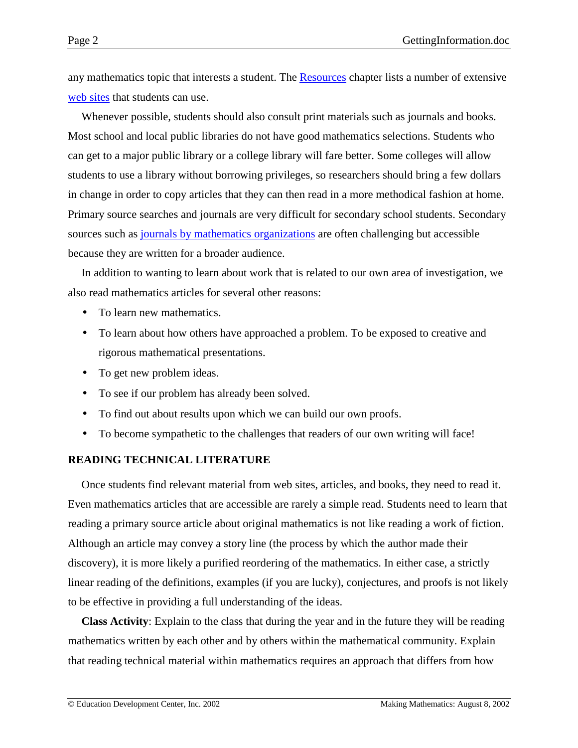any mathematics topic that interests a student. The Resources chapter lists a number of extensive web sites that students can use.

Whenever possible, students should also consult print materials such as journals and books. Most school and local public libraries do not have good mathematics selections. Students who can get to a major public library or a college library will fare better. Some colleges will allow students to use a library without borrowing privileges, so researchers should bring a few dollars in change in order to copy articles that they can then read in a more methodical fashion at home. Primary source searches and journals are very difficult for secondary school students. Secondary sources such as journals by mathematics organizations are often challenging but accessible because they are written for a broader audience.

In addition to wanting to learn about work that is related to our own area of investigation, we also read mathematics articles for several other reasons:

- To learn new mathematics.
- To learn about how others have approached a problem. To be exposed to creative and rigorous mathematical presentations.
- To get new problem ideas.
- To see if our problem has already been solved.
- To find out about results upon which we can build our own proofs.
- To become sympathetic to the challenges that readers of our own writing will face!

## READING TECHNICAL LITERATURE

Once students find relevant material from web sites, articles, and books, they need to read it. Even mathematics articles that are accessible are rarely a simple read. Students need to learn that reading a primary source article about original mathematics is not like reading a work of fiction. Although an article may convey a story line (the process by which the author made their discovery), it is more likely a purified reordering of the mathematics. In either case, a strictly linear reading of the definitions, examples (if you are lucky), conjectures, and proofs is not likely to be effective in providing a full understanding of the ideas.

**Class Activity**: Explain to the class that during the year and in the future they will be reading mathematics written by each other and by others within the mathematical community. Explain that reading technical material within mathematics requires an approach that differs from how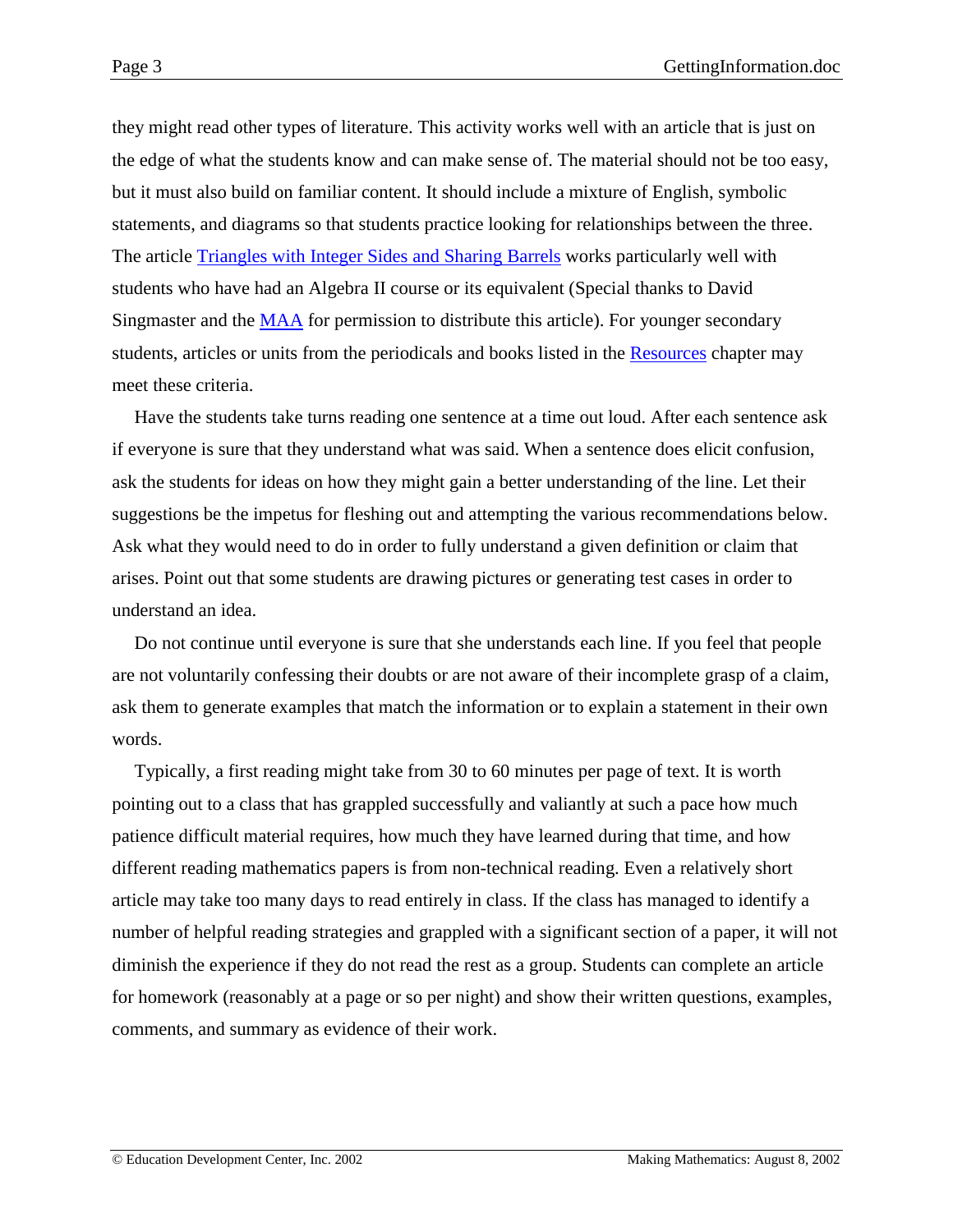they might read other types of literature. This activity works well with an article that is just on the edge of what the students know and can make sense of. The material should not be too easy, but it must also build on familiar content. It should include a mixture of English, symbolic statements, and diagrams so that students practice looking for relationships between the three. The article Triangles with Integer Sides and Sharing Barrels works particularly well with students who have had an Algebra II course or its equivalent (Special thanks to David Singmaster and the MAA for permission to distribute this article). For younger secondary students, articles or units from the periodicals and books listed in the Resources chapter may meet these criteria.

Have the students take turns reading one sentence at a time out loud. After each sentence ask if everyone is sure that they understand what was said. When a sentence does elicit confusion, ask the students for ideas on how they might gain a better understanding of the line. Let their suggestions be the impetus for fleshing out and attempting the various recommendations below. Ask what they would need to do in order to fully understand a given definition or claim that arises. Point out that some students are drawing pictures or generating test cases in order to understand an idea.

Do not continue until everyone is sure that she understands each line. If you feel that people are not voluntarily confessing their doubts or are not aware of their incomplete grasp of a claim, ask them to generate examples that match the information or to explain a statement in their own words.

Typically, a first reading might take from 30 to 60 minutes per page of text. It is worth pointing out to a class that has grappled successfully and valiantly at such a pace how much patience difficult material requires, how much they have learned during that time, and how different reading mathematics papers is from non-technical reading. Even a relatively short article may take too many days to read entirely in class. If the class has managed to identify a number of helpful reading strategies and grappled with a significant section of a paper, it will not diminish the experience if they do not read the rest as a group. Students can complete an article for homework (reasonably at a page or so per night) and show their written questions, examples, comments, and summary as evidence of their work.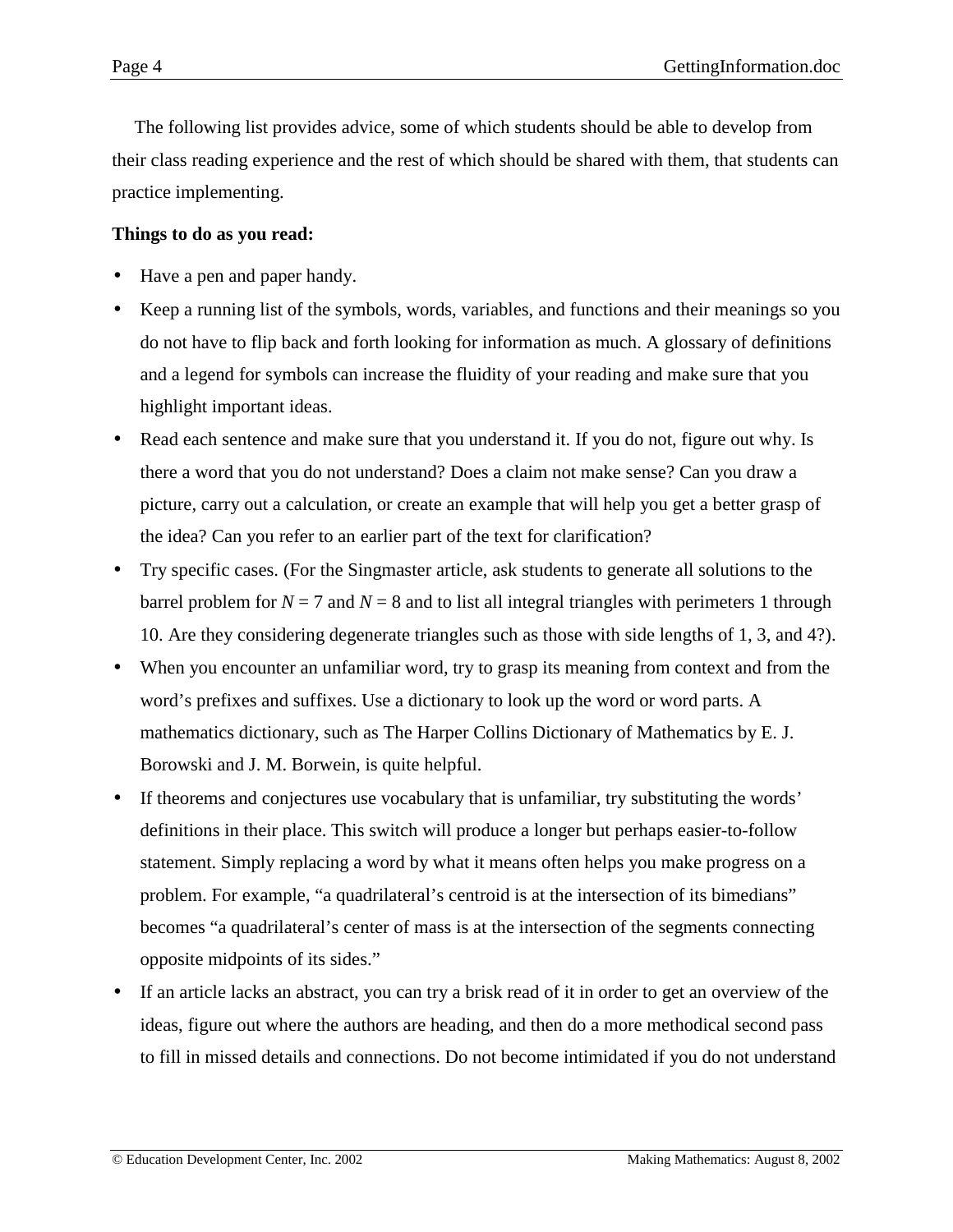The following list provides advice, some of which students should be able to develop from their class reading experience and the rest of which should be shared with them, that students can practice implementing.

**Things to do as you read:**

- Have a pen and paper handy.
- Keep a running list of the symbols, words, variables, and functions and their meanings so you do not have to flip back and forth looking for information as much. A glossary of definitions and a legend for symbols can increase the fluidity of your reading and make sure that you highlight important ideas.
- Read each sentence and make sure that you understand it. If you do not, figure out why. Is there a word that you do not understand? Does a claim not make sense? Can you draw a picture, carry out a calculation, or create an example that will help you get a better grasp of the idea? Can you refer to an earlier part of the text for clarification?
- Try specific cases. (For the Singmaster article, ask students to generate all solutions to the barrel problem for $N = 7$ and $N = 8$ and to list all integral triangles with perimeters 1 through 10. Are they considering degenerate triangles such as those with side lengths of 1, 3, and 4?).
- When you encounter an unfamiliar word, try to grasp its meaning from context and from the word's prefixes and suffixes. Use a dictionary to look up the word or word parts. A mathematics dictionary, such as The Harper Collins Dictionary of Mathematics by E. J. Borowski and J. M. Borwein, is quite helpful.
- If theorems and conjectures use vocabulary that is unfamiliar, try substituting the words' definitions in their place. This switch will produce a longer but perhaps easier-to-follow statement. Simply replacing a word by what it means often helps you make progress on a problem. For example, "a quadrilateral's centroid is at the intersection of its bimedians" becomes "a quadrilateral's center of mass is at the intersection of the segments connecting opposite midpoints of its sides."
- If an article lacks an abstract, you can try a brisk read of it in order to get an overview of the ideas, figure out where the authors are heading, and then do a more methodical second pass to fill in missed details and connections. Do not become intimidated if you do not understand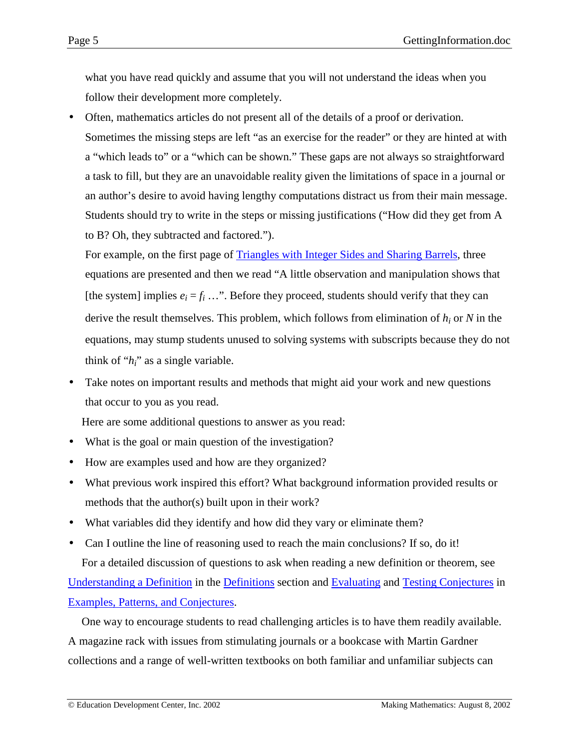what you have read quickly and assume that you will not understand the ideas when you follow their development more completely.

- Often, mathematics articles do not present all of the details of a proof or derivation. Sometimes the missing steps are left "as an exercise for the reader" or they are hinted at with a "which leads to" or a "which can be shown." These gaps are not always so straightforward a task to fill, but they are an unavoidable reality given the limitations of space in a journal or an author's desire to avoid having lengthy computations distract us from their main message. Students should try to write in the steps or missing justifications ("How did they get from A to B? Oh, they subtracted and factored.").

  For example, on the first page of Triangles with Integer Sides and Sharing Barrels, three equations are presented and then we read "A little observation and manipulation shows that [the system] implies $e_i = f_i$ …". Before they proceed, students should verify that they can derive the result themselves. This problem, which follows from elimination of $h_i$ or $N$ in the equations, may stump students unused to solving systems with subscripts because they do not think of "$h_i$" as a single variable.

- Take notes on important results and methods that might aid your work and new questions that occur to you as you read.

Here are some additional questions to answer as you read:

- What is the goal or main question of the investigation?
- How are examples used and how are they organized?
- What previous work inspired this effort? What background information provided results or methods that the author(s) built upon in their work?
- What variables did they identify and how did they vary or eliminate them?
- Can I outline the line of reasoning used to reach the main conclusions? If so, do it!

For a detailed discussion of questions to ask when reading a new definition or theorem, see Understanding a Definition in the Definitions section and Evaluating and Testing Conjectures in Examples, Patterns, and Conjectures.

One way to encourage students to read challenging articles is to have them readily available. A magazine rack with issues from stimulating journals or a bookcase with Martin Gardner collections and a range of well-written textbooks on both familiar and unfamiliar subjects can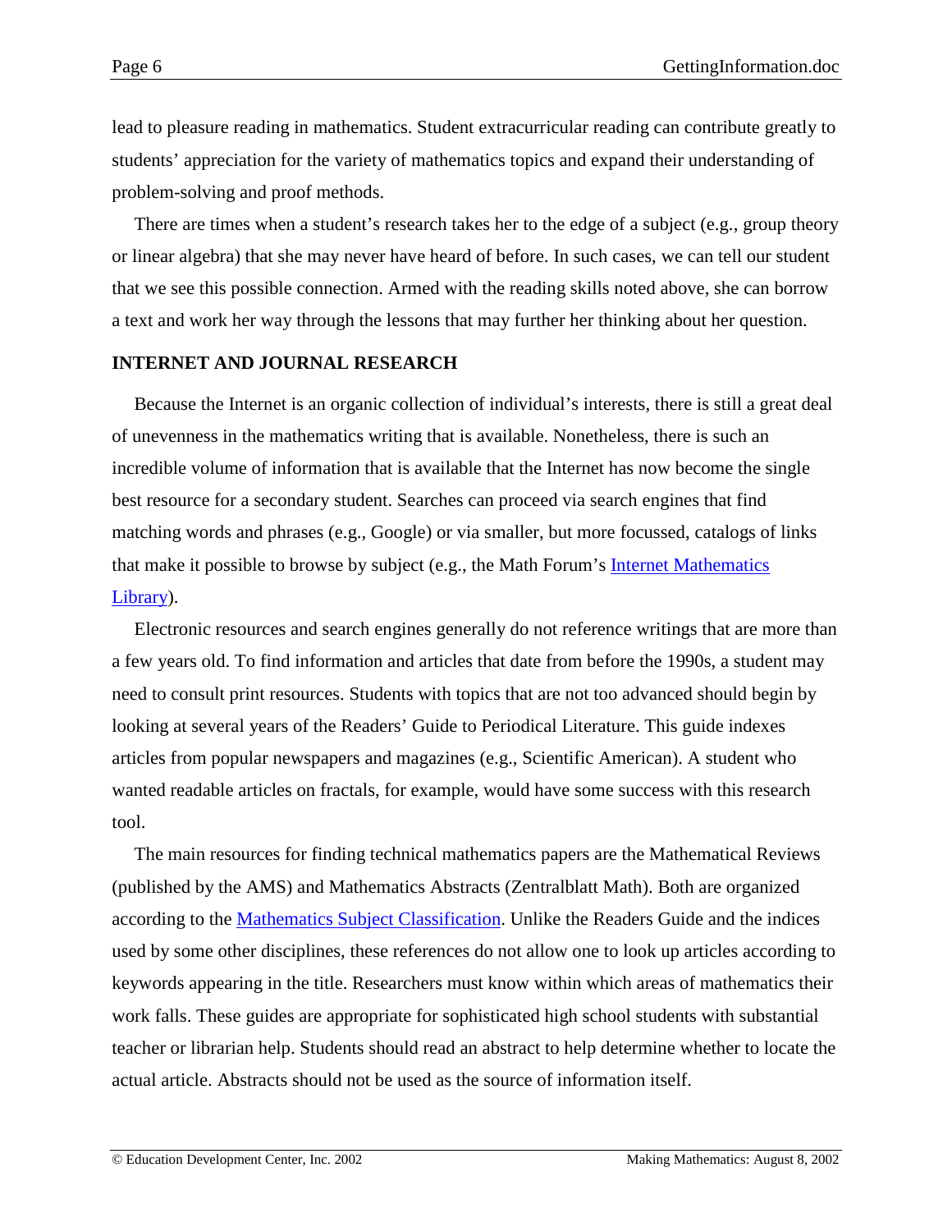lead to pleasure reading in mathematics. Student extracurricular reading can contribute greatly to students' appreciation for the variety of mathematics topics and expand their understanding of problem-solving and proof methods.

There are times when a student's research takes her to the edge of a subject (e.g., group theory or linear algebra) that she may never have heard of before. In such cases, we can tell our student that we see this possible connection. Armed with the reading skills noted above, she can borrow a text and work her way through the lessons that may further her thinking about her question.

## INTERNET AND JOURNAL RESEARCH

Because the Internet is an organic collection of individual's interests, there is still a great deal of unevenness in the mathematics writing that is available. Nonetheless, there is such an incredible volume of information that is available that the Internet has now become the single best resource for a secondary student. Searches can proceed via search engines that find matching words and phrases (e.g., Google) or via smaller, but more focussed, catalogs of links that make it possible to browse by subject (e.g., the Math Forum's Internet Mathematics Library).

Electronic resources and search engines generally do not reference writings that are more than a few years old. To find information and articles that date from before the 1990s, a student may need to consult print resources. Students with topics that are not too advanced should begin by looking at several years of the Readers' Guide to Periodical Literature. This guide indexes articles from popular newspapers and magazines (e.g., Scientific American). A student who wanted readable articles on fractals, for example, would have some success with this research tool.

The main resources for finding technical mathematics papers are the Mathematical Reviews (published by the AMS) and Mathematics Abstracts (Zentralblatt Math). Both are organized according to the Mathematics Subject Classification. Unlike the Readers Guide and the indices used by some other disciplines, these references do not allow one to look up articles according to keywords appearing in the title. Researchers must know within which areas of mathematics their work falls. These guides are appropriate for sophisticated high school students with substantial teacher or librarian help. Students should read an abstract to help determine whether to locate the actual article. Abstracts should not be used as the source of information itself.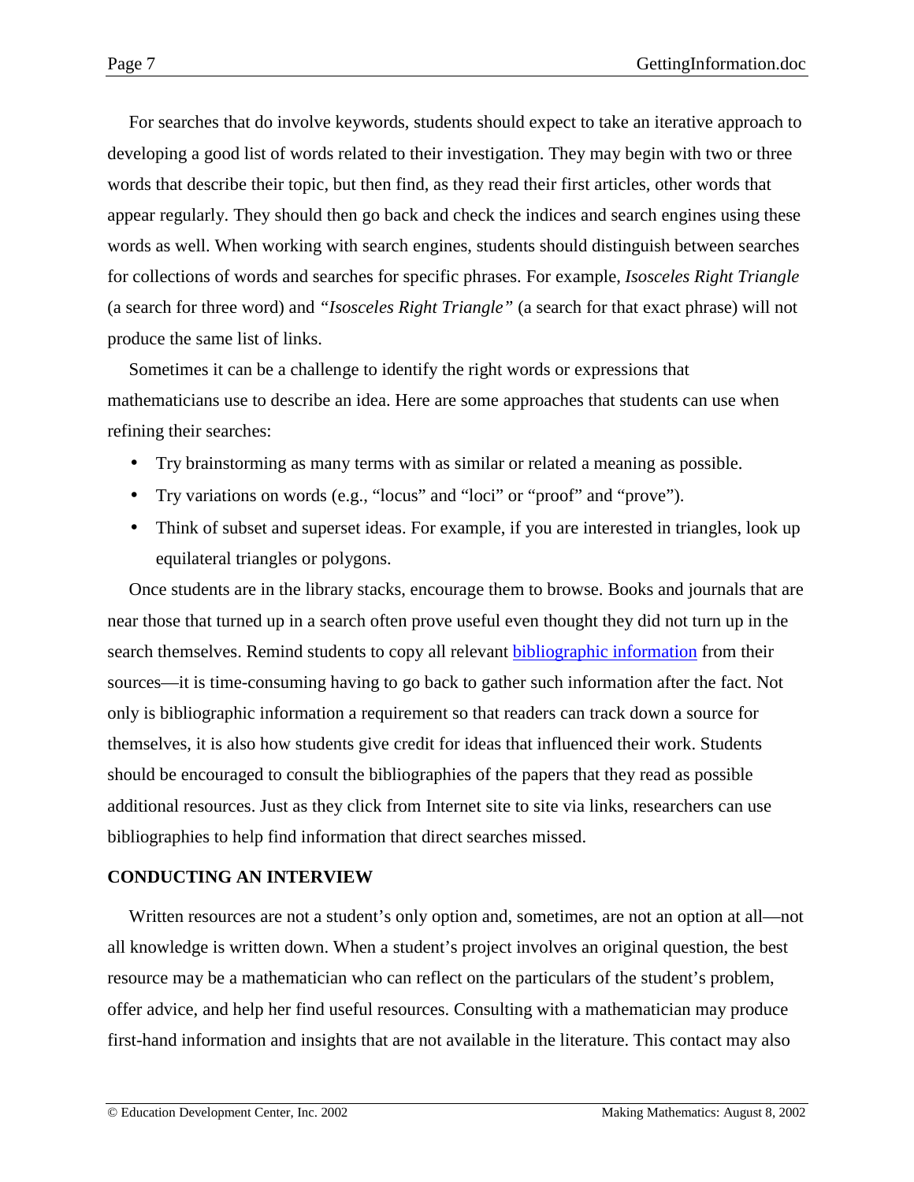For searches that do involve keywords, students should expect to take an iterative approach to developing a good list of words related to their investigation. They may begin with two or three words that describe their topic, but then find, as they read their first articles, other words that appear regularly. They should then go back and check the indices and search engines using these words as well. When working with search engines, students should distinguish between searches for collections of words and searches for specific phrases. For example, *Isosceles Right Triangle* (a search for three word) and *"Isosceles Right Triangle"* (a search for that exact phrase) will not produce the same list of links.

Sometimes it can be a challenge to identify the right words or expressions that mathematicians use to describe an idea. Here are some approaches that students can use when refining their searches:

- Try brainstorming as many terms with as similar or related a meaning as possible.
- Try variations on words (e.g., "locus" and "loci" or "proof" and "prove").
- Think of subset and superset ideas. For example, if you are interested in triangles, look up equilateral triangles or polygons.

Once students are in the library stacks, encourage them to browse. Books and journals that are near those that turned up in a search often prove useful even thought they did not turn up in the search themselves. Remind students to copy all relevant bibliographic information from their sources—it is time-consuming having to go back to gather such information after the fact. Not only is bibliographic information a requirement so that readers can track down a source for themselves, it is also how students give credit for ideas that influenced their work. Students should be encouraged to consult the bibliographies of the papers that they read as possible additional resources. Just as they click from Internet site to site via links, researchers can use bibliographies to help find information that direct searches missed.

**CONDUCTING AN INTERVIEW**

Written resources are not a student's only option and, sometimes, are not an option at all—not all knowledge is written down. When a student's project involves an original question, the best resource may be a mathematician who can reflect on the particulars of the student's problem, offer advice, and help her find useful resources. Consulting with a mathematician may produce first-hand information and insights that are not available in the literature. This contact may also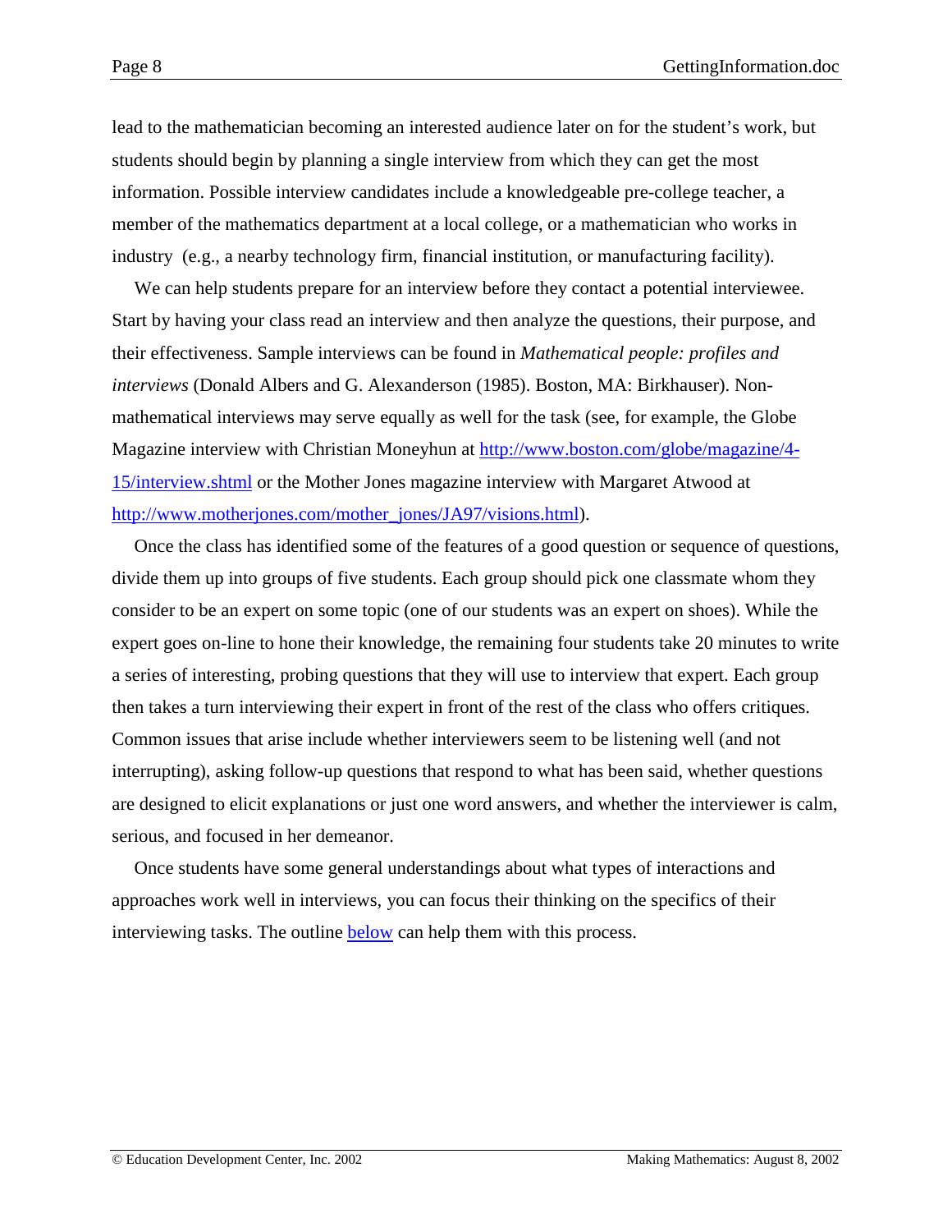lead to the mathematician becoming an interested audience later on for the student's work, but students should begin by planning a single interview from which they can get the most information. Possible interview candidates include a knowledgeable pre-college teacher, a member of the mathematics department at a local college, or a mathematician who works in industry (e.g., a nearby technology firm, financial institution, or manufacturing facility).

We can help students prepare for an interview before they contact a potential interviewee. Start by having your class read an interview and then analyze the questions, their purpose, and their effectiveness. Sample interviews can be found in *Mathematical people: profiles and interviews* (Donald Albers and G. Alexanderson (1985). Boston, MA: Birkhauser). Non-mathematical interviews may serve equally as well for the task (see, for example, the Globe Magazine interview with Christian Moneyhun at [http://www.boston.com/globe/magazine/4-15/interview.shtml](http://www.boston.com/globe/magazine/4-15/interview.shtml) or the Mother Jones magazine interview with Margaret Atwood at [http://www.motherjones.com/mother_jones/JA97/visions.html](http://www.motherjones.com/mother_jones/JA97/visions.html)).

Once the class has identified some of the features of a good question or sequence of questions, divide them up into groups of five students. Each group should pick one classmate whom they consider to be an expert on some topic (one of our students was an expert on shoes). While the expert goes on-line to hone their knowledge, the remaining four students take 20 minutes to write a series of interesting, probing questions that they will use to interview that expert. Each group then takes a turn interviewing their expert in front of the rest of the class who offers critiques. Common issues that arise include whether interviewers seem to be listening well (and not interrupting), asking follow-up questions that respond to what has been said, whether questions are designed to elicit explanations or just one word answers, and whether the interviewer is calm, serious, and focused in her demeanor.

Once students have some general understandings about what types of interactions and approaches work well in interviews, you can focus their thinking on the specifics of their interviewing tasks. The outline below can help them with this process.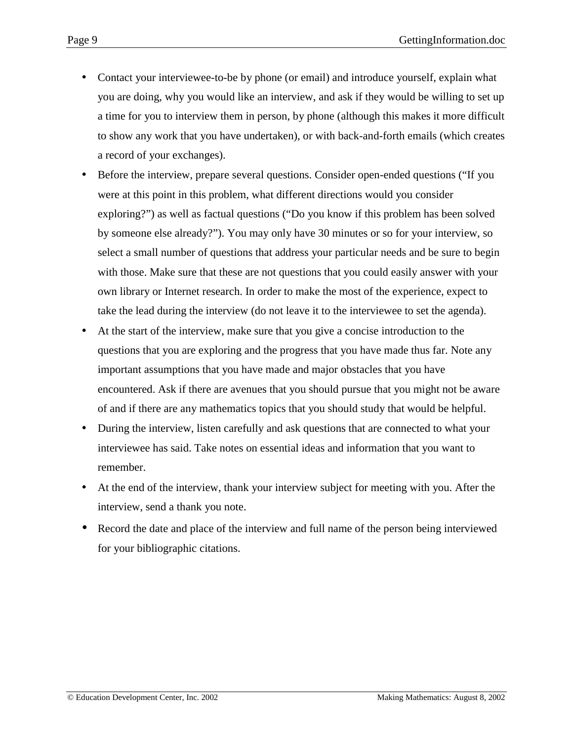- Contact your interviewee-to-be by phone (or email) and introduce yourself, explain what you are doing, why you would like an interview, and ask if they would be willing to set up a time for you to interview them in person, by phone (although this makes it more difficult to show any work that you have undertaken), or with back-and-forth emails (which creates a record of your exchanges).
- Before the interview, prepare several questions. Consider open-ended questions ("If you were at this point in this problem, what different directions would you consider exploring?") as well as factual questions ("Do you know if this problem has been solved by someone else already?"). You may only have 30 minutes or so for your interview, so select a small number of questions that address your particular needs and be sure to begin with those. Make sure that these are not questions that you could easily answer with your own library or Internet research. In order to make the most of the experience, expect to take the lead during the interview (do not leave it to the interviewee to set the agenda).
- At the start of the interview, make sure that you give a concise introduction to the questions that you are exploring and the progress that you have made thus far. Note any important assumptions that you have made and major obstacles that you have encountered. Ask if there are avenues that you should pursue that you might not be aware of and if there are any mathematics topics that you should study that would be helpful.
- During the interview, listen carefully and ask questions that are connected to what your interviewee has said. Take notes on essential ideas and information that you want to remember.
- At the end of the interview, thank your interview subject for meeting with you. After the interview, send a thank you note.
- Record the date and place of the interview and full name of the person being interviewed for your bibliographic citations.